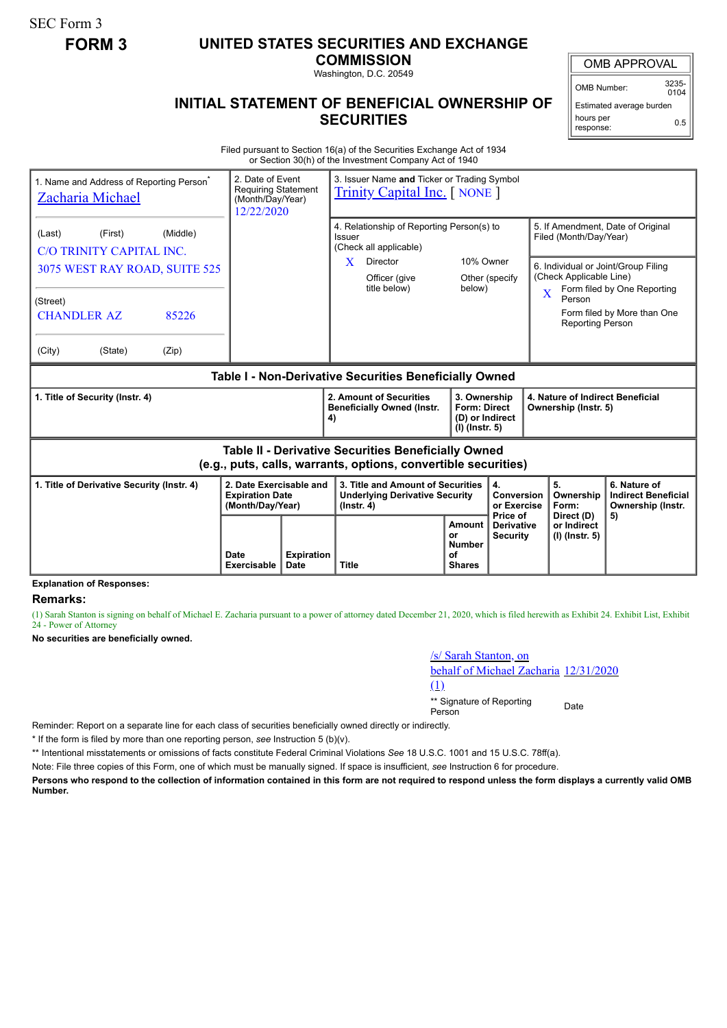SEC Form 3

**FORM 3**

# UNITED STATES SECURITIES AND EXCHANGE COMMISSION

Washington, D.C. 20549

## INITIAL STATEMENT OF BENEFICIAL OWNERSHIP OF SECURITIES

| OMB APPROVAL | |
|---|---|
| OMB Number: | 3235-0104 |
| Estimated average burden hours per response: | 0.5 |

Filed pursuant to Section 16(a) of the Securities Exchange Act of 1934 or Section 30(h) of the Investment Company Act of 1940

| 1. Name and Address of Reporting Person* | 2. Date of Event Requiring Statement (Month/Day/Year) | 3. Issuer Name and Ticker or Trading Symbol |
|---|---|---|
| Zacharia Michael | 12/22/2020 | Trinity Capital Inc. [ NONE ] |
| (Last) (First) (Middle) | | 4. Relationship of Reporting Person(s) to Issuer (Check all applicable): X Director; 10% Owner; Officer (give title below); Other (specify below) |
| C/O TRINITY CAPITAL INC. 3075 WEST RAY ROAD, SUITE 525 | | 5. If Amendment, Date of Original Filed (Month/Day/Year) |
| (Street) CHANDLER AZ 85226 | | 6. Individual or Joint/Group Filing (Check Applicable Line): X Form filed by One Reporting Person; Form filed by More than One Reporting Person |
| (City) (State) (Zip) | | |

### Table I - Non-Derivative Securities Beneficially Owned

| 1. Title of Security (Instr. 4) | 2. Amount of Securities Beneficially Owned (Instr. 4) | 3. Ownership Form: Direct (D) or Indirect (I) (Instr. 5) | 4. Nature of Indirect Beneficial Ownership (Instr. 5) |
|---|---|---|---|

### Table II - Derivative Securities Beneficially Owned (e.g., puts, calls, warrants, options, convertible securities)

| 1. Title of Derivative Security (Instr. 4) | 2. Date Exercisable and Expiration Date (Month/Day/Year) | | 3. Title and Amount of Securities Underlying Derivative Security (Instr. 4) | | 4. Conversion or Exercise Price of Derivative Security | 5. Ownership Form: Direct (D) or Indirect (I) (Instr. 5) | 6. Nature of Indirect Beneficial Ownership (Instr. 5) |
|---|---|---|---|---|---|---|---|
| | Date Exercisable | Expiration Date | Title | Amount or Number of Shares | | | |

**Explanation of Responses:**

## Remarks:

(1) Sarah Stanton is signing on behalf of Michael E. Zacharia pursuant to a power of attorney dated December 21, 2020, which is filed herewith as Exhibit 24. Exhibit List, Exhibit 24 - Power of Attorney

**No securities are beneficially owned.**

/s/ Sarah Stanton, on behalf of Michael Zacharia (1) 12/31/2020

** Signature of Reporting Person Date

Reminder: Report on a separate line for each class of securities beneficially owned directly or indirectly.

\* If the form is filed by more than one reporting person, *see* Instruction 5 (b)(v).

** Intentional misstatements or omissions of facts constitute Federal Criminal Violations *See* 18 U.S.C. 1001 and 15 U.S.C. 78ff(a).

Note: File three copies of this Form, one of which must be manually signed. If space is insufficient, *see* Instruction 6 for procedure.

**Persons who respond to the collection of information contained in this form are not required to respond unless the form displays a currently valid OMB Number.**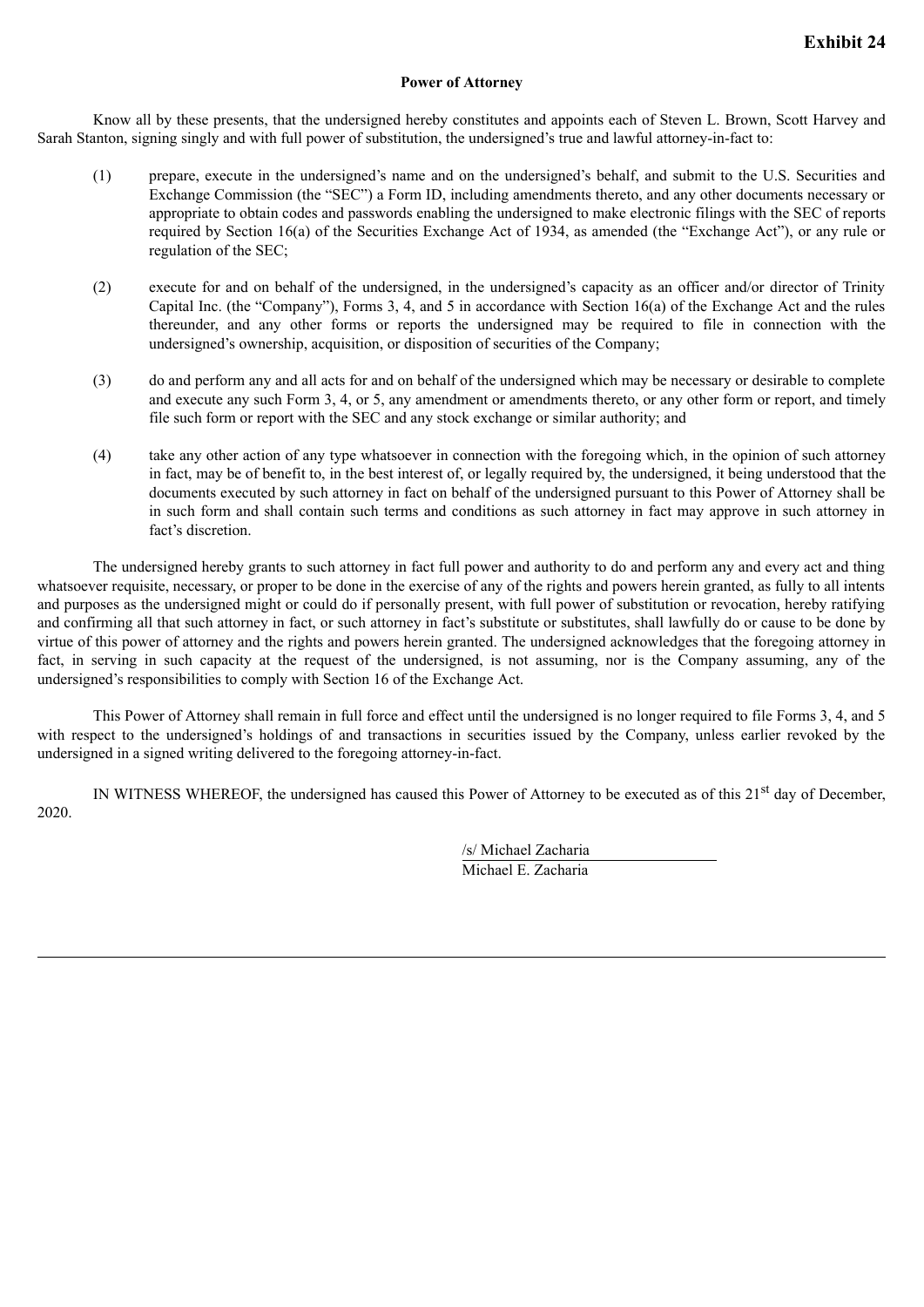**Exhibit 24**

**Power of Attorney**

Know all by these presents, that the undersigned hereby constitutes and appoints each of Steven L. Brown, Scott Harvey and Sarah Stanton, signing singly and with full power of substitution, the undersigned's true and lawful attorney-in-fact to:

(1) prepare, execute in the undersigned's name and on the undersigned's behalf, and submit to the U.S. Securities and Exchange Commission (the "SEC") a Form ID, including amendments thereto, and any other documents necessary or appropriate to obtain codes and passwords enabling the undersigned to make electronic filings with the SEC of reports required by Section 16(a) of the Securities Exchange Act of 1934, as amended (the "Exchange Act"), or any rule or regulation of the SEC;

(2) execute for and on behalf of the undersigned, in the undersigned's capacity as an officer and/or director of Trinity Capital Inc. (the "Company"), Forms 3, 4, and 5 in accordance with Section 16(a) of the Exchange Act and the rules thereunder, and any other forms or reports the undersigned may be required to file in connection with the undersigned's ownership, acquisition, or disposition of securities of the Company;

(3) do and perform any and all acts for and on behalf of the undersigned which may be necessary or desirable to complete and execute any such Form 3, 4, or 5, any amendment or amendments thereto, or any other form or report, and timely file such form or report with the SEC and any stock exchange or similar authority; and

(4) take any other action of any type whatsoever in connection with the foregoing which, in the opinion of such attorney in fact, may be of benefit to, in the best interest of, or legally required by, the undersigned, it being understood that the documents executed by such attorney in fact on behalf of the undersigned pursuant to this Power of Attorney shall be in such form and shall contain such terms and conditions as such attorney in fact may approve in such attorney in fact's discretion.

The undersigned hereby grants to such attorney in fact full power and authority to do and perform any and every act and thing whatsoever requisite, necessary, or proper to be done in the exercise of any of the rights and powers herein granted, as fully to all intents and purposes as the undersigned might or could do if personally present, with full power of substitution or revocation, hereby ratifying and confirming all that such attorney in fact, or such attorney in fact's substitute or substitutes, shall lawfully do or cause to be done by virtue of this power of attorney and the rights and powers herein granted. The undersigned acknowledges that the foregoing attorney in fact, in serving in such capacity at the request of the undersigned, is not assuming, nor is the Company assuming, any of the undersigned's responsibilities to comply with Section 16 of the Exchange Act.

This Power of Attorney shall remain in full force and effect until the undersigned is no longer required to file Forms 3, 4, and 5 with respect to the undersigned's holdings of and transactions in securities issued by the Company, unless earlier revoked by the undersigned in a signed writing delivered to the foregoing attorney-in-fact.

IN WITNESS WHEREOF, the undersigned has caused this Power of Attorney to be executed as of this 21st day of December, 2020.

/s/ Michael Zacharia

Michael E. Zacharia